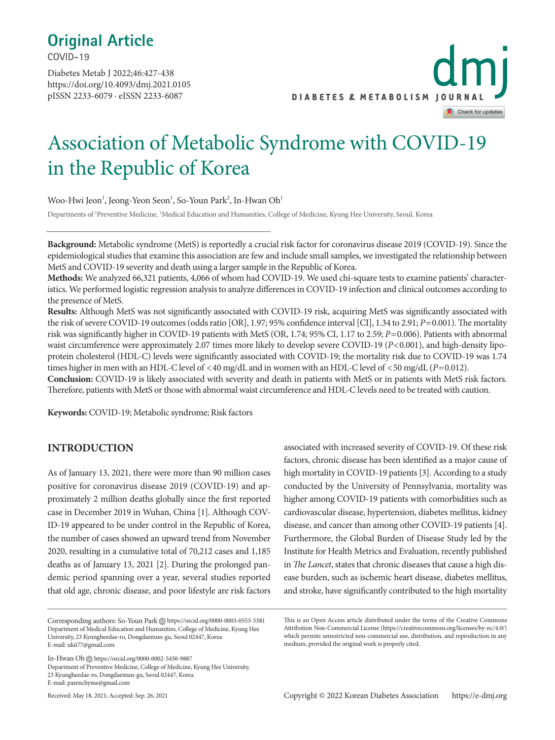# Original Article

**COVID-19**

Diabetes Metab J 2022;46:427-438
https://doi.org/10.4093/dmj.2021.0105
pISSN 2233-6079 · eISSN 2233-6087

# Association of Metabolic Syndrome with COVID-19 in the Republic of Korea

Woo-Hwi Jeon[1], Jeong-Yeon Seon[1], So-Youn Park[2], In-Hwan Oh[1]

Departments of [1]Preventive Medicine, [2]Medical Education and Humanities, College of Medicine, Kyung Hee University, Seoul, Korea

**Background:** Metabolic syndrome (MetS) is reportedly a crucial risk factor for coronavirus disease 2019 (COVID-19). Since the epidemiological studies that examine this association are few and include small samples, we investigated the relationship between MetS and COVID-19 severity and death using a larger sample in the Republic of Korea.

**Methods:** We analyzed 66,321 patients, 4,066 of whom had COVID-19. We used chi-square tests to examine patients' characteristics. We performed logistic regression analysis to analyze differences in COVID-19 infection and clinical outcomes according to the presence of MetS.

**Results:** Although MetS was not significantly associated with COVID-19 risk, acquiring MetS was significantly associated with the risk of severe COVID-19 outcomes (odds ratio [OR], 1.97; 95% confidence interval [CI], 1.34 to 2.91; $P=0.001$). The mortality risk was significantly higher in COVID-19 patients with MetS (OR, 1.74; 95% CI, 1.17 to 2.59; $P=0.006$). Patients with abnormal waist circumference were approximately 2.07 times more likely to develop severe COVID-19 ($P<0.001$), and high-density lipoprotein cholesterol (HDL-C) levels were significantly associated with COVID-19; the mortality risk due to COVID-19 was 1.74 times higher in men with an HDL-C level of <40 mg/dL and in women with an HDL-C level of <50 mg/dL ($P=0.012$).

**Conclusion:** COVID-19 is likely associated with severity and death in patients with MetS or in patients with MetS risk factors. Therefore, patients with MetS or those with abnormal waist circumference and HDL-C levels need to be treated with caution.

**Keywords:** COVID-19; Metabolic syndrome; Risk factors

## INTRODUCTION

As of January 13, 2021, there were more than 90 million cases positive for coronavirus disease 2019 (COVID-19) and approximately 2 million deaths globally since the first reported case in December 2019 in Wuhan, China [1]. Although COVID-19 appeared to be under control in the Republic of Korea, the number of cases showed an upward trend from November 2020, resulting in a cumulative total of 70,212 cases and 1,185 deaths as of January 13, 2021 [2]. During the prolonged pandemic period spanning over a year, several studies reported that old age, chronic disease, and poor lifestyle are risk factors associated with increased severity of COVID-19. Of these risk factors, chronic disease has been identified as a major cause of high mortality in COVID-19 patients [3]. According to a study conducted by the University of Pennsylvania, mortality was higher among COVID-19 patients with comorbidities such as cardiovascular disease, hypertension, diabetes mellitus, kidney disease, and cancer than among other COVID-19 patients [4]. Furthermore, the Global Burden of Disease Study led by the Institute for Health Metrics and Evaluation, recently published in *The Lancet*, states that chronic diseases that cause a high disease burden, such as ischemic heart disease, diabetes mellitus, and stroke, have significantly contributed to the high mortality

Corresponding authors: So-Youn Park https://orcid.org/0000-0003-0553-5381
Department of Medical Education and Humanities, College of Medicine, Kyung Hee University, 23 Kyungheedae-ro, Dongdaemun-gu, Seoul 02447, Korea
E-mail: ukii77@gmail.com

In-Hwan Oh https://orcid.org/0000-0002-5450-9887
Department of Preventive Medicine, College of Medicine, Kyung Hee University, 23 Kyungheedae-ro, Dongdaemun-gu, Seoul 02447, Korea
E-mail: parenchyme@gmail.com

Received: May 18, 2021; Accepted: Sep. 26, 2021

This is an Open Access article distributed under the terms of the Creative Commons Attribution Non-Commercial License (https://creativecommons.org/licenses/by-nc/4.0/) which permits unrestricted non-commercial use, distribution, and reproduction in any medium, provided the original work is properly cited.

Copyright © 2022 Korean Diabetes Association https://e-dmj.org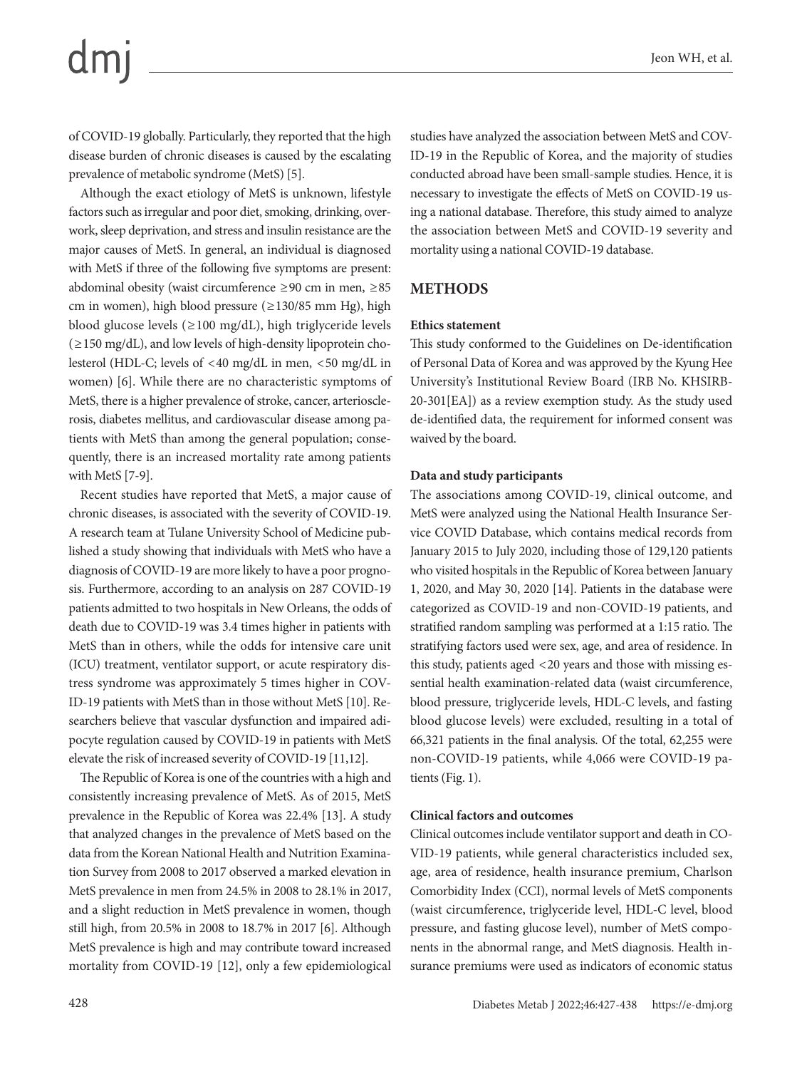of COVID-19 globally. Particularly, they reported that the high disease burden of chronic diseases is caused by the escalating prevalence of metabolic syndrome (MetS) [5].

Although the exact etiology of MetS is unknown, lifestyle factors such as irregular and poor diet, smoking, drinking, overwork, sleep deprivation, and stress and insulin resistance are the major causes of MetS. In general, an individual is diagnosed with MetS if three of the following five symptoms are present: abdominal obesity (waist circumference ≥90 cm in men, ≥85 cm in women), high blood pressure (≥130/85 mm Hg), high blood glucose levels (≥100 mg/dL), high triglyceride levels (≥150 mg/dL), and low levels of high-density lipoprotein cholesterol (HDL-C; levels of <40 mg/dL in men, <50 mg/dL in women) [6]. While there are no characteristic symptoms of MetS, there is a higher prevalence of stroke, cancer, arteriosclerosis, diabetes mellitus, and cardiovascular disease among patients with MetS than among the general population; consequently, there is an increased mortality rate among patients with MetS [7-9].

Recent studies have reported that MetS, a major cause of chronic diseases, is associated with the severity of COVID-19. A research team at Tulane University School of Medicine published a study showing that individuals with MetS who have a diagnosis of COVID-19 are more likely to have a poor prognosis. Furthermore, according to an analysis on 287 COVID-19 patients admitted to two hospitals in New Orleans, the odds of death due to COVID-19 was 3.4 times higher in patients with MetS than in others, while the odds for intensive care unit (ICU) treatment, ventilator support, or acute respiratory distress syndrome was approximately 5 times higher in COVID-19 patients with MetS than in those without MetS [10]. Researchers believe that vascular dysfunction and impaired adipocyte regulation caused by COVID-19 in patients with MetS elevate the risk of increased severity of COVID-19 [11,12].

The Republic of Korea is one of the countries with a high and consistently increasing prevalence of MetS. As of 2015, MetS prevalence in the Republic of Korea was 22.4% [13]. A study that analyzed changes in the prevalence of MetS based on the data from the Korean National Health and Nutrition Examination Survey from 2008 to 2017 observed a marked elevation in MetS prevalence in men from 24.5% in 2008 to 28.1% in 2017, and a slight reduction in MetS prevalence in women, though still high, from 20.5% in 2008 to 18.7% in 2017 [6]. Although MetS prevalence is high and may contribute toward increased mortality from COVID-19 [12], only a few epidemiological studies have analyzed the association between MetS and COVID-19 in the Republic of Korea, and the majority of studies conducted abroad have been small-sample studies. Hence, it is necessary to investigate the effects of MetS on COVID-19 using a national database. Therefore, this study aimed to analyze the association between MetS and COVID-19 severity and mortality using a national COVID-19 database.

## METHODS

### Ethics statement

This study conformed to the Guidelines on De-identification of Personal Data of Korea and was approved by the Kyung Hee University's Institutional Review Board (IRB No. KHSIRB-20-301[EA]) as a review exemption study. As the study used de-identified data, the requirement for informed consent was waived by the board.

### Data and study participants

The associations among COVID-19, clinical outcome, and MetS were analyzed using the National Health Insurance Service COVID Database, which contains medical records from January 2015 to July 2020, including those of 129,120 patients who visited hospitals in the Republic of Korea between January 1, 2020, and May 30, 2020 [14]. Patients in the database were categorized as COVID-19 and non-COVID-19 patients, and stratified random sampling was performed at a 1:15 ratio. The stratifying factors used were sex, age, and area of residence. In this study, patients aged <20 years and those with missing essential health examination-related data (waist circumference, blood pressure, triglyceride levels, HDL-C levels, and fasting blood glucose levels) were excluded, resulting in a total of 66,321 patients in the final analysis. Of the total, 62,255 were non-COVID-19 patients, while 4,066 were COVID-19 patients (Fig. 1).

### Clinical factors and outcomes

Clinical outcomes include ventilator support and death in COVID-19 patients, while general characteristics included sex, age, area of residence, health insurance premium, Charlson Comorbidity Index (CCI), normal levels of MetS components (waist circumference, triglyceride level, HDL-C level, blood pressure, and fasting glucose level), number of MetS components in the abnormal range, and MetS diagnosis. Health insurance premiums were used as indicators of economic status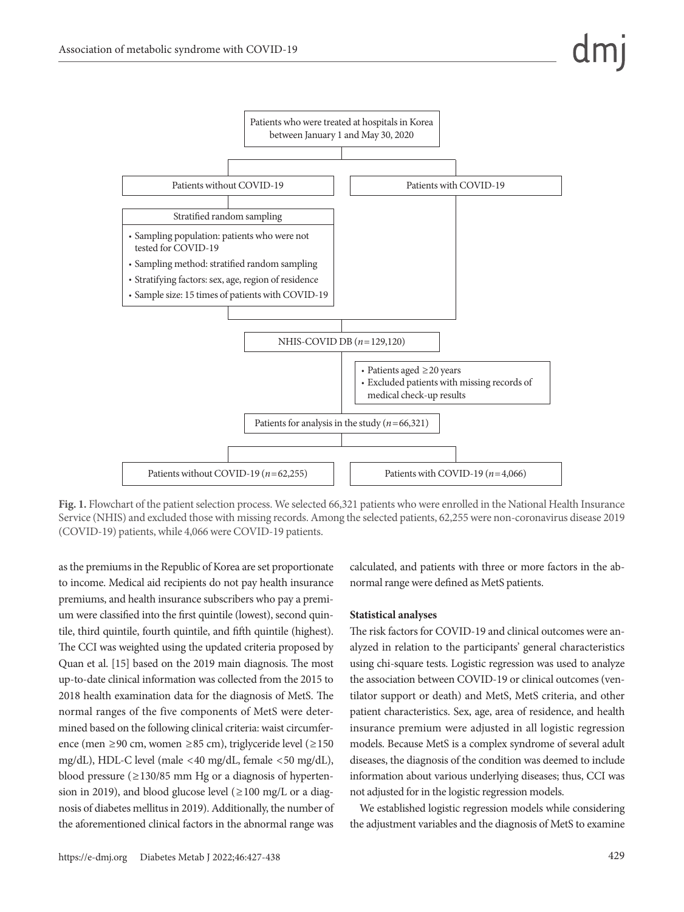Patients who were treated at hospitals in Korea between January 1 and May 30, 2020

Patients without COVID-19

Patients with COVID-19

Stratified random sampling

- Sampling population: patients who were not tested for COVID-19
- Sampling method: stratified random sampling
- Stratifying factors: sex, age, region of residence
- Sample size: 15 times of patients with COVID-19

NHIS-COVID DB ($n$=129,120)

- Patients aged ≥20 years
- Excluded patients with missing records of medical check-up results

Patients for analysis in the study ($n$=66,321)

Patients without COVID-19 ($n$=62,255)

Patients with COVID-19 ($n$=4,066)

**Fig. 1.** Flowchart of the patient selection process. We selected 66,321 patients who were enrolled in the National Health Insurance Service (NHIS) and excluded those with missing records. Among the selected patients, 62,255 were non-coronavirus disease 2019 (COVID-19) patients, while 4,066 were COVID-19 patients.

as the premiums in the Republic of Korea are set proportionate to income. Medical aid recipients do not pay health insurance premiums, and health insurance subscribers who pay a premium were classified into the first quintile (lowest), second quintile, third quintile, fourth quintile, and fifth quintile (highest). The CCI was weighted using the updated criteria proposed by Quan et al. [15] based on the 2019 main diagnosis. The most up-to-date clinical information was collected from the 2015 to 2018 health examination data for the diagnosis of MetS. The normal ranges of the five components of MetS were determined based on the following clinical criteria: waist circumference (men ≥90 cm, women ≥85 cm), triglyceride level (≥150 mg/dL), HDL-C level (male <40 mg/dL, female <50 mg/dL), blood pressure (≥130/85 mm Hg or a diagnosis of hypertension in 2019), and blood glucose level (≥100 mg/L or a diagnosis of diabetes mellitus in 2019). Additionally, the number of the aforementioned clinical factors in the abnormal range was calculated, and patients with three or more factors in the abnormal range were defined as MetS patients.

### Statistical analyses

The risk factors for COVID-19 and clinical outcomes were analyzed in relation to the participants' general characteristics using chi-square tests. Logistic regression was used to analyze the association between COVID-19 or clinical outcomes (ventilator support or death) and MetS, MetS criteria, and other patient characteristics. Sex, age, area of residence, and health insurance premium were adjusted in all logistic regression models. Because MetS is a complex syndrome of several adult diseases, the diagnosis of the condition was deemed to include information about various underlying diseases; thus, CCI was not adjusted for in the logistic regression models.

We established logistic regression models while considering the adjustment variables and the diagnosis of MetS to examine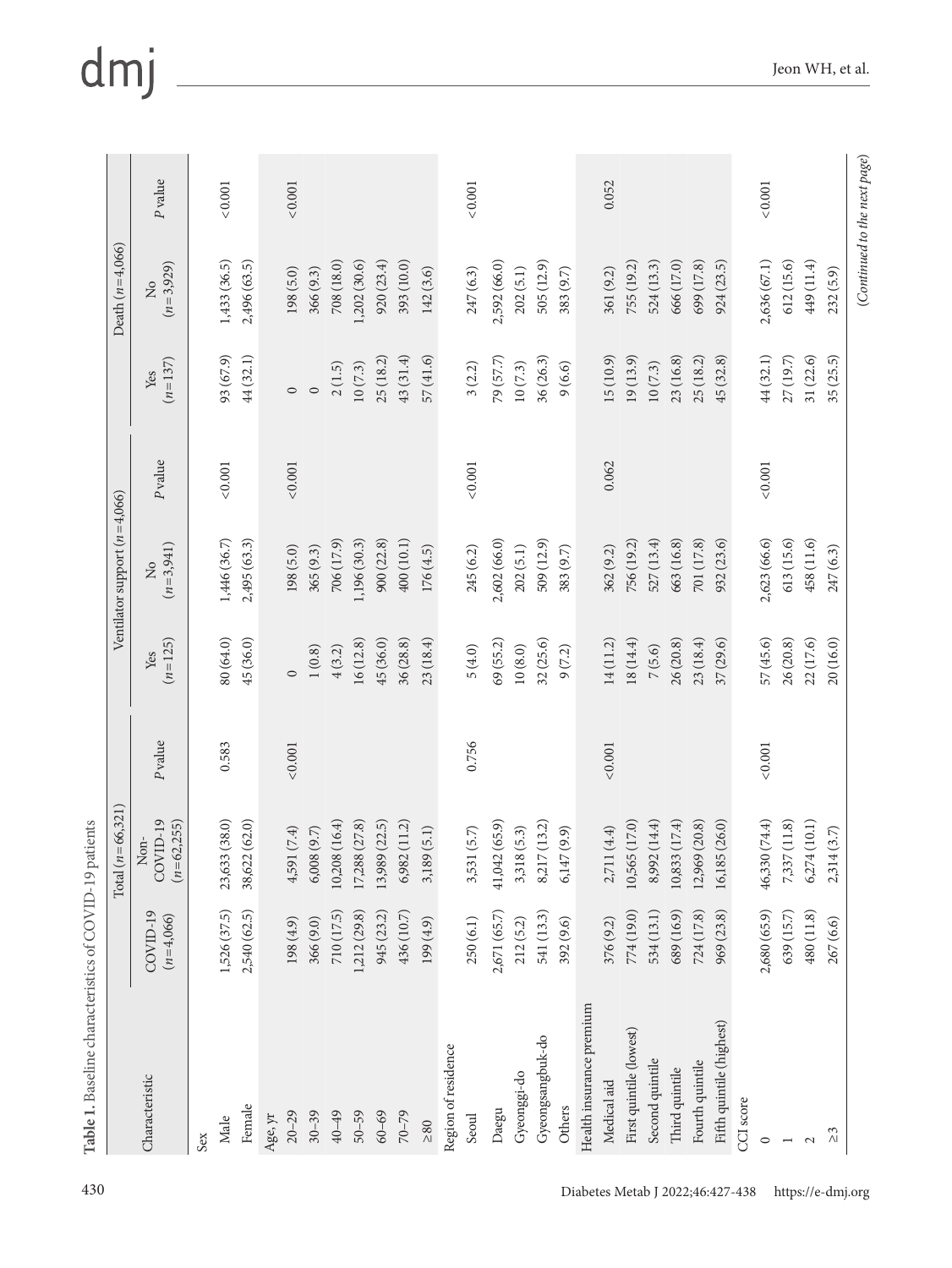**Table 1.** Baseline characteristics of COVID-19 patients

| Characteristic | Total (n=66,321) | | | Ventilator support (n=4,066) | | | Death (n=4,066) | | |
|---|---|---|---|---|---|---|---|---|---|
| | COVID-19 (n=4,066) | Non-COVID-19 (n=62,255) | P value | Yes (n=125) | No (n=3,941) | P value | Yes (n=137) | No (n=3,929) | P value |
| Sex | | | | | | | | | |
| Male | 1,526 (37.5) | 23,633 (38.0) | 0.583 | 80 (64.0) | 1,446 (36.7) | <0.001 | 93 (67.9) | 1,433 (36.5) | <0.001 |
| Female | 2,540 (62.5) | 38,622 (62.0) | | 45 (36.0) | 2,495 (63.3) | | 44 (32.1) | 2,496 (63.5) | |
| Age, yr | | | | | | | | | |
| 20–29 | 198 (4.9) | 4,591 (7.4) | <0.001 | 0 | 198 (5.0) | <0.001 | 0 | 198 (5.0) | <0.001 |
| 30–39 | 366 (9.0) | 6,008 (9.7) | | 1 (0.8) | 365 (9.3) | | 0 | 366 (9.3) | |
| 40–49 | 710 (17.5) | 10,208 (16.4) | | 4 (3.2) | 706 (17.9) | | 2 (1.5) | 708 (18.0) | |
| 50–59 | 1,212 (29.8) | 17,288 (27.8) | | 16 (12.8) | 1,196 (30.3) | | 10 (7.3) | 1,202 (30.6) | |
| 60–69 | 945 (23.2) | 13,989 (22.5) | | 45 (36.0) | 900 (22.8) | | 25 (18.2) | 920 (23.4) | |
| 70–79 | 436 (10.7) | 6,982 (11.2) | | 36 (28.8) | 400 (10.1) | | 43 (31.4) | 393 (10.0) | |
| ≥80 | 199 (4.9) | 3,189 (5.1) | | 23 (18.4) | 176 (4.5) | | 57 (41.6) | 142 (3.6) | |
| Region of residence | | | | | | | | | |
| Seoul | 250 (6.1) | 3,531 (5.7) | 0.756 | 5 (4.0) | 245 (6.2) | <0.001 | 3 (2.2) | 247 (6.3) | <0.001 |
| Daegu | 2,671 (65.7) | 41,042 (65.9) | | 69 (55.2) | 2,602 (66.0) | | 79 (57.7) | 2,592 (66.0) | |
| Gyeonggi-do | 212 (5.2) | 3,318 (5.3) | | 10 (8.0) | 202 (5.1) | | 10 (7.3) | 202 (5.1) | |
| Gyeongsangbuk-do | 541 (13.3) | 8,217 (13.2) | | 32 (25.6) | 509 (12.9) | | 36 (26.3) | 505 (12.9) | |
| Others | 392 (9.6) | 6,147 (9.9) | | 9 (7.2) | 383 (9.7) | | 9 (6.6) | 383 (9.7) | |
| Health insurance premium | | | | | | | | | |
| Medical aid | 376 (9.2) | 2,711 (4.4) | <0.001 | 14 (11.2) | 362 (9.2) | 0.062 | 15 (10.9) | 361 (9.2) | 0.052 |
| First quintile (lowest) | 774 (19.0) | 10,565 (17.0) | | 18 (14.4) | 756 (19.2) | | 19 (13.9) | 755 (19.2) | |
| Second quintile | 534 (13.1) | 8,992 (14.4) | | 7 (5.6) | 527 (13.4) | | 10 (7.3) | 524 (13.3) | |
| Third quintile | 689 (16.9) | 10,833 (17.4) | | 26 (20.8) | 663 (16.8) | | 23 (16.8) | 666 (17.0) | |
| Fourth quintile | 724 (17.8) | 12,969 (20.8) | | 23 (18.4) | 701 (17.8) | | 25 (18.2) | 699 (17.8) | |
| Fifth quintile (highest) | 969 (23.8) | 16,185 (26.0) | | 37 (29.6) | 932 (23.6) | | 45 (32.8) | 924 (23.5) | |
| CCI score | | | | | | | | | |
| 0 | 2,680 (65.9) | 46,330 (74.4) | <0.001 | 57 (45.6) | 2,623 (66.6) | <0.001 | 44 (32.1) | 2,636 (67.1) | <0.001 |
| 1 | 639 (15.7) | 7,337 (11.8) | | 26 (20.8) | 613 (15.6) | | 27 (19.7) | 612 (15.6) | |
| 2 | 480 (11.8) | 6,274 (10.1) | | 22 (17.6) | 458 (11.6) | | 31 (22.6) | 449 (11.4) | |
| ≥3 | 267 (6.6) | 2,314 (3.7) | | 20 (16.0) | 247 (6.3) | | 35 (25.5) | 232 (5.9) | |

(Continued to the next page)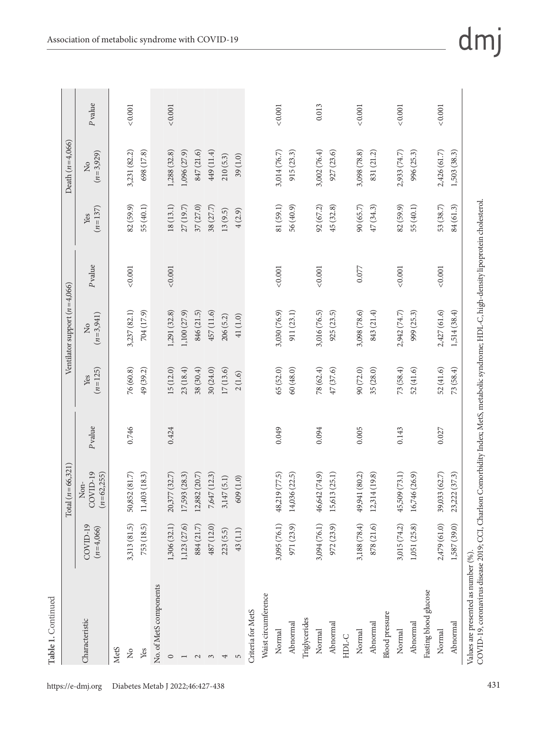**Table 1.** Continued

| Characteristic | Total (n=66,321) | | | Ventilator support (n=4,066) | | | Death (n=4,066) | | |
|---|---|---|---|---|---|---|---|---|---|
| | COVID-19 (n=4,066) | Non-COVID-19 (n=62,255) | P value | Yes (n=125) | No (n=3,941) | P value | Yes (n=137) | No (n=3,929) | P value |
| MetS | | | | | | | | | |
| No | 3,313 (81.5) | 50,852 (81.7) | 0.746 | 76 (60.8) | 3,237 (82.1) | <0.001 | 82 (59.9) | 3,231 (82.2) | <0.001 |
| Yes | 753 (18.5) | 11,403 (18.3) | | 49 (39.2) | 704 (17.9) | | 55 (40.1) | 698 (17.8) | |
| No. of MetS components | | | | | | | | | |
| 0 | 1,306 (32.1) | 20,377 (32.7) | 0.424 | 15 (12.0) | 1,291 (32.8) | <0.001 | 18 (13.1) | 1,288 (32.8) | <0.001 |
| 1 | 1,123 (27.6) | 17,593 (28.3) | | 23 (18.4) | 1,100 (27.9) | | 27 (19.7) | 1,096 (27.9) | |
| 2 | 884 (21.7) | 12,882 (20.7) | | 38 (30.4) | 846 (21.5) | | 37 (27.0) | 847 (21.6) | |
| 3 | 487 (12.0) | 7,647 (12.3) | | 30 (24.0) | 457 (11.6) | | 38 (27.7) | 449 (11.4) | |
| 4 | 223 (5.5) | 3,147 (5.1) | | 17 (13.6) | 206 (5.2) | | 13 (9.5) | 210 (5.3) | |
| 5 | 43 (1.1) | 609 (1.0) | | 2 (1.6) | 41 (1.0) | | 4 (2.9) | 39 (1.0) | |
| Criteria for MetS | | | | | | | | | |
| Waist circumference | | | | | | | | | |
| Normal | 3,095 (76.1) | 48,219 (77.5) | 0.049 | 65 (52.0) | 3,030 (76.9) | <0.001 | 81 (59.1) | 3,014 (76.7) | <0.001 |
| Abnormal | 971 (23.9) | 14,036 (22.5) | | 60 (48.0) | 911 (23.1) | | 56 (40.9) | 915 (23.3) | |
| Triglycerides | | | | | | | | | |
| Normal | 3,094 (76.1) | 46,642 (74.9) | 0.094 | 78 (62.4) | 3,016 (76.5) | <0.001 | 92 (67.2) | 3,002 (76.4) | 0.013 |
| Abnormal | 972 (23.9) | 15,613 (25.1) | | 47 (37.6) | 925 (23.5) | | 45 (32.8) | 927 (23.6) | |
| HDL-C | | | | | | | | | |
| Normal | 3,188 (78.4) | 49,941 (80.2) | 0.005 | 90 (72.0) | 3,098 (78.6) | 0.077 | 90 (65.7) | 3,098 (78.8) | <0.001 |
| Abnormal | 878 (21.6) | 12,314 (19.8) | | 35 (28.0) | 843 (21.4) | | 47 (34.3) | 831 (21.2) | |
| Blood pressure | | | | | | | | | |
| Normal | 3,015 (74.2) | 45,509 (73.1) | 0.143 | 73 (58.4) | 2,942 (74.7) | <0.001 | 82 (59.9) | 2,933 (74.7) | <0.001 |
| Abnormal | 1,051 (25.8) | 16,746 (26.9) | | 52 (41.6) | 999 (25.3) | | 55 (40.1) | 996 (25.3) | |
| Fasting blood glucose | | | | | | | | | |
| Normal | 2,479 (61.0) | 39,033 (62.7) | 0.027 | 52 (41.6) | 2,427 (61.6) | <0.001 | 53 (38.7) | 2,426 (61.7) | <0.001 |
| Abnormal | 1,587 (39.0) | 23,222 (37.3) | | 73 (58.4) | 1,514 (38.4) | | 84 (61.3) | 1,503 (38.3) | |

Values are presented as number (%).
COVID-19, coronavirus disease 2019; CCI, Charlson Comorbidity Index; MetS, metabolic syndrome; HDL-C, high-density lipoprotein cholesterol.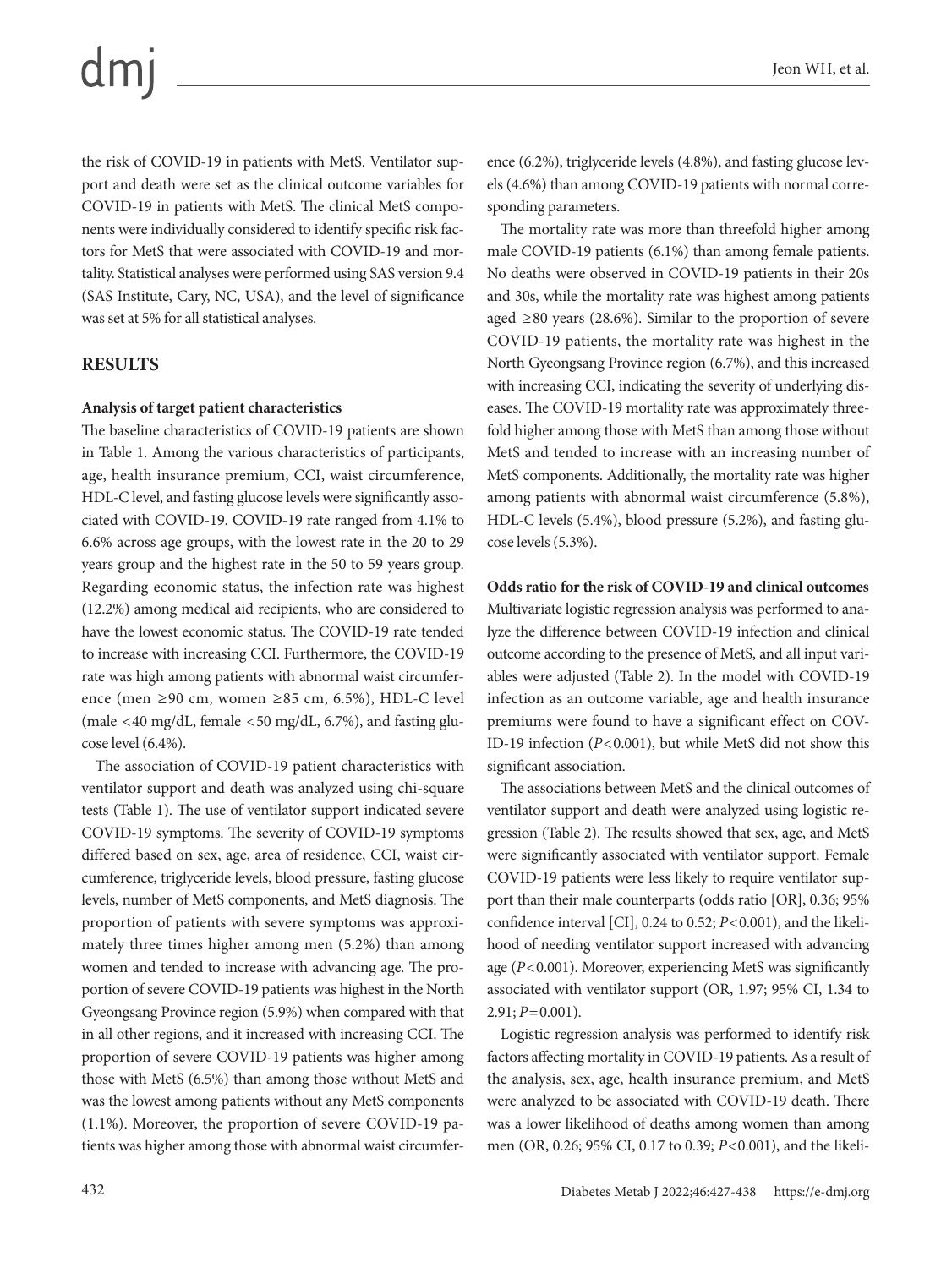the risk of COVID-19 in patients with MetS. Ventilator support and death were set as the clinical outcome variables for COVID-19 in patients with MetS. The clinical MetS components were individually considered to identify specific risk factors for MetS that were associated with COVID-19 and mortality. Statistical analyses were performed using SAS version 9.4 (SAS Institute, Cary, NC, USA), and the level of significance was set at 5% for all statistical analyses.

## RESULTS

### Analysis of target patient characteristics

The baseline characteristics of COVID-19 patients are shown in Table 1. Among the various characteristics of participants, age, health insurance premium, CCI, waist circumference, HDL-C level, and fasting glucose levels were significantly associated with COVID-19. COVID-19 rate ranged from 4.1% to 6.6% across age groups, with the lowest rate in the 20 to 29 years group and the highest rate in the 50 to 59 years group. Regarding economic status, the infection rate was highest (12.2%) among medical aid recipients, who are considered to have the lowest economic status. The COVID-19 rate tended to increase with increasing CCI. Furthermore, the COVID-19 rate was high among patients with abnormal waist circumference (men ≥90 cm, women ≥85 cm, 6.5%), HDL-C level (male <40 mg/dL, female <50 mg/dL, 6.7%), and fasting glucose level (6.4%).

The association of COVID-19 patient characteristics with ventilator support and death was analyzed using chi-square tests (Table 1). The use of ventilator support indicated severe COVID-19 symptoms. The severity of COVID-19 symptoms differed based on sex, age, area of residence, CCI, waist circumference, triglyceride levels, blood pressure, fasting glucose levels, number of MetS components, and MetS diagnosis. The proportion of patients with severe symptoms was approximately three times higher among men (5.2%) than among women and tended to increase with advancing age. The proportion of severe COVID-19 patients was highest in the North Gyeongsang Province region (5.9%) when compared with that in all other regions, and it increased with increasing CCI. The proportion of severe COVID-19 patients was higher among those with MetS (6.5%) than among those without MetS and was the lowest among patients without any MetS components (1.1%). Moreover, the proportion of severe COVID-19 patients was higher among those with abnormal waist circumference (6.2%), triglyceride levels (4.8%), and fasting glucose levels (4.6%) than among COVID-19 patients with normal corresponding parameters.

The mortality rate was more than threefold higher among male COVID-19 patients (6.1%) than among female patients. No deaths were observed in COVID-19 patients in their 20s and 30s, while the mortality rate was highest among patients aged ≥80 years (28.6%). Similar to the proportion of severe COVID-19 patients, the mortality rate was highest in the North Gyeongsang Province region (6.7%), and this increased with increasing CCI, indicating the severity of underlying diseases. The COVID-19 mortality rate was approximately threefold higher among those with MetS than among those without MetS and tended to increase with an increasing number of MetS components. Additionally, the mortality rate was higher among patients with abnormal waist circumference (5.8%), HDL-C levels (5.4%), blood pressure (5.2%), and fasting glucose levels (5.3%).

### Odds ratio for the risk of COVID-19 and clinical outcomes

Multivariate logistic regression analysis was performed to analyze the difference between COVID-19 infection and clinical outcome according to the presence of MetS, and all input variables were adjusted (Table 2). In the model with COVID-19 infection as an outcome variable, age and health insurance premiums were found to have a significant effect on COVID-19 infection ($P<0.001$), but while MetS did not show this significant association.

The associations between MetS and the clinical outcomes of ventilator support and death were analyzed using logistic regression (Table 2). The results showed that sex, age, and MetS were significantly associated with ventilator support. Female COVID-19 patients were less likely to require ventilator support than their male counterparts (odds ratio [OR], 0.36; 95% confidence interval [CI], 0.24 to 0.52; $P<0.001$), and the likelihood of needing ventilator support increased with advancing age ($P<0.001$). Moreover, experiencing MetS was significantly associated with ventilator support (OR, 1.97; 95% CI, 1.34 to 2.91; $P=0.001$).

Logistic regression analysis was performed to identify risk factors affecting mortality in COVID-19 patients. As a result of the analysis, sex, age, health insurance premium, and MetS were analyzed to be associated with COVID-19 death. There was a lower likelihood of deaths among women than among men (OR, 0.26; 95% CI, 0.17 to 0.39; $P<0.001$), and the likeli-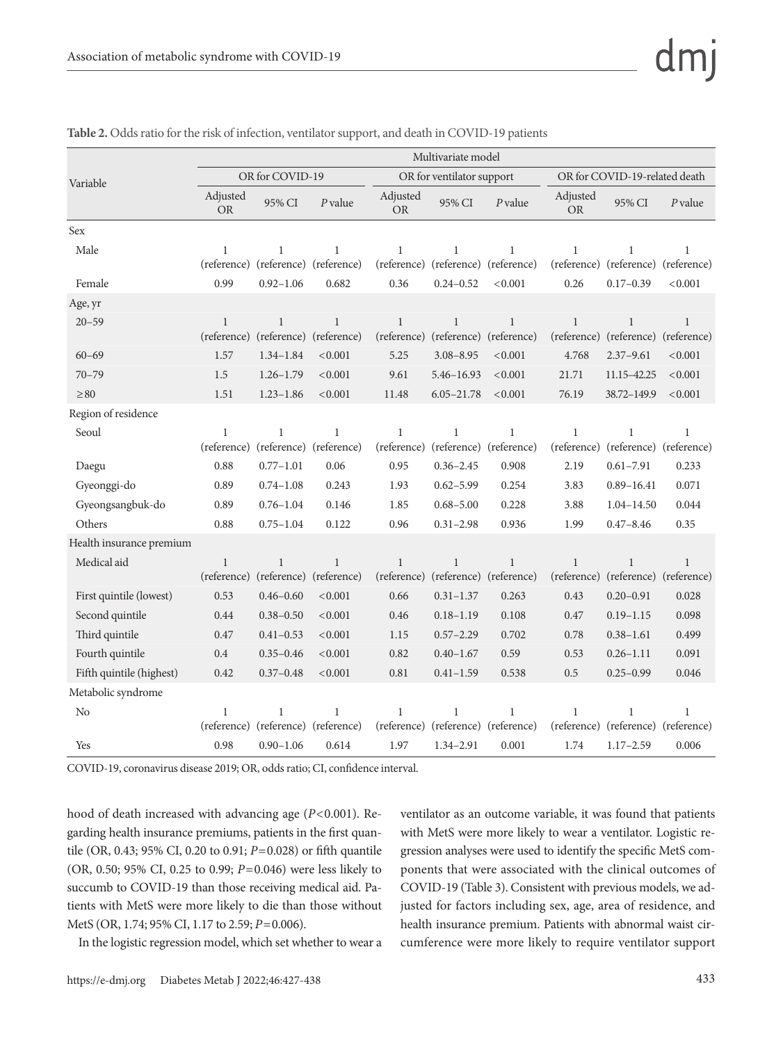**Table 2.** Odds ratio for the risk of infection, ventilator support, and death in COVID-19 patients

| Variable | Multivariate model | | | | | | | | |
|---|---|---|---|---|---|---|---|---|---|
| | OR for COVID-19 | | | OR for ventilator support | | | OR for COVID-19-related death | | |
| | Adjusted OR | 95% CI | *P* value | Adjusted OR | 95% CI | *P* value | Adjusted OR | 95% CI | *P* value |
| Sex | | | | | | | | | |
| Male | 1 (reference) | 1 (reference) | 1 (reference) | 1 (reference) | 1 (reference) | 1 (reference) | 1 (reference) | 1 (reference) | 1 (reference) |
| Female | 0.99 | 0.92–1.06 | 0.682 | 0.36 | 0.24–0.52 | <0.001 | 0.26 | 0.17–0.39 | <0.001 |
| Age, yr | | | | | | | | | |
| 20–59 | 1 (reference) | 1 (reference) | 1 (reference) | 1 (reference) | 1 (reference) | 1 (reference) | 1 (reference) | 1 (reference) | 1 (reference) |
| 60–69 | 1.57 | 1.34–1.84 | <0.001 | 5.25 | 3.08–8.95 | <0.001 | 4.768 | 2.37–9.61 | <0.001 |
| 70–79 | 1.5 | 1.26–1.79 | <0.001 | 9.61 | 5.46–16.93 | <0.001 | 21.71 | 11.15–42.25 | <0.001 |
| ≥80 | 1.51 | 1.23–1.86 | <0.001 | 11.48 | 6.05–21.78 | <0.001 | 76.19 | 38.72–149.9 | <0.001 |
| Region of residence | | | | | | | | | |
| Seoul | 1 (reference) | 1 (reference) | 1 (reference) | 1 (reference) | 1 (reference) | 1 (reference) | 1 (reference) | 1 (reference) | 1 (reference) |
| Daegu | 0.88 | 0.77–1.01 | 0.06 | 0.95 | 0.36–2.45 | 0.908 | 2.19 | 0.61–7.91 | 0.233 |
| Gyeonggi-do | 0.89 | 0.74–1.08 | 0.243 | 1.93 | 0.62–5.99 | 0.254 | 3.83 | 0.89–16.41 | 0.071 |
| Gyeongsangbuk-do | 0.89 | 0.76–1.04 | 0.146 | 1.85 | 0.68–5.00 | 0.228 | 3.88 | 1.04–14.50 | 0.044 |
| Others | 0.88 | 0.75–1.04 | 0.122 | 0.96 | 0.31–2.98 | 0.936 | 1.99 | 0.47–8.46 | 0.35 |
| Health insurance premium | | | | | | | | | |
| Medical aid | 1 (reference) | 1 (reference) | 1 (reference) | 1 (reference) | 1 (reference) | 1 (reference) | 1 (reference) | 1 (reference) | 1 (reference) |
| First quintile (lowest) | 0.53 | 0.46–0.60 | <0.001 | 0.66 | 0.31–1.37 | 0.263 | 0.43 | 0.20–0.91 | 0.028 |
| Second quintile | 0.44 | 0.38–0.50 | <0.001 | 0.46 | 0.18–1.19 | 0.108 | 0.47 | 0.19–1.15 | 0.098 |
| Third quintile | 0.47 | 0.41–0.53 | <0.001 | 1.15 | 0.57–2.29 | 0.702 | 0.78 | 0.38–1.61 | 0.499 |
| Fourth quintile | 0.4 | 0.35–0.46 | <0.001 | 0.82 | 0.40–1.67 | 0.59 | 0.53 | 0.26–1.11 | 0.091 |
| Fifth quintile (highest) | 0.42 | 0.37–0.48 | <0.001 | 0.81 | 0.41–1.59 | 0.538 | 0.5 | 0.25–0.99 | 0.046 |
| Metabolic syndrome | | | | | | | | | |
| No | 1 (reference) | 1 (reference) | 1 (reference) | 1 (reference) | 1 (reference) | 1 (reference) | 1 (reference) | 1 (reference) | 1 (reference) |
| Yes | 0.98 | 0.90–1.06 | 0.614 | 1.97 | 1.34–2.91 | 0.001 | 1.74 | 1.17–2.59 | 0.006 |

COVID-19, coronavirus disease 2019; OR, odds ratio; CI, confidence interval.

hood of death increased with advancing age ($P<0.001$). Regarding health insurance premiums, patients in the first quantile (OR, 0.43; 95% CI, 0.20 to 0.91; $P=0.028$) or fifth quantile (OR, 0.50; 95% CI, 0.25 to 0.99; $P=0.046$) were less likely to succumb to COVID-19 than those receiving medical aid. Patients with MetS were more likely to die than those without MetS (OR, 1.74; 95% CI, 1.17 to 2.59; $P=0.006$).

In the logistic regression model, which set whether to wear a ventilator as an outcome variable, it was found that patients with MetS were more likely to wear a ventilator. Logistic regression analyses were used to identify the specific MetS components that were associated with the clinical outcomes of COVID-19 (Table 3). Consistent with previous models, we adjusted for factors including sex, age, area of residence, and health insurance premium. Patients with abnormal waist circumference were more likely to require ventilator support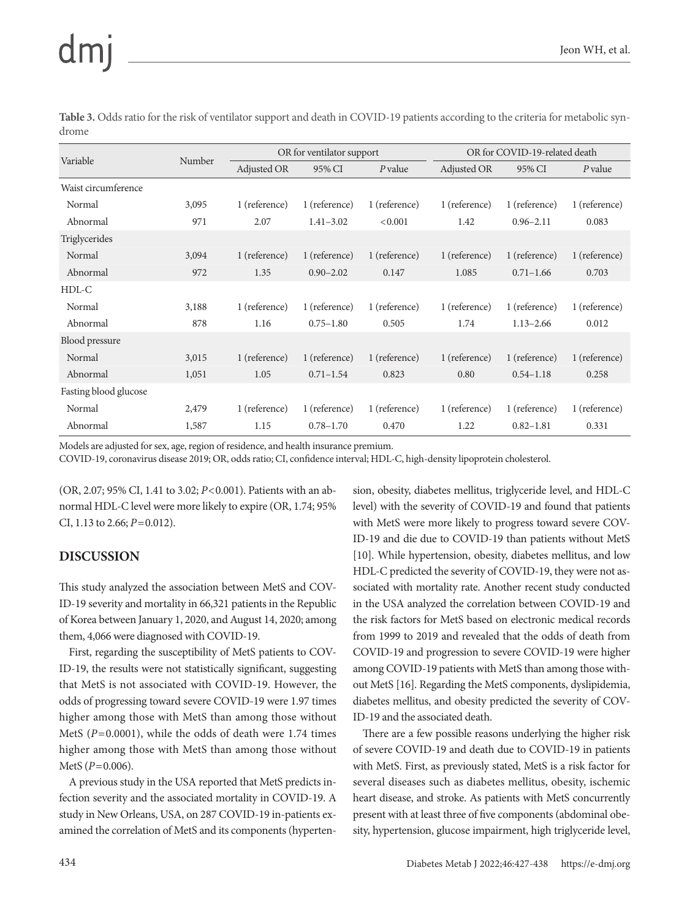**Table 3.** Odds ratio for the risk of ventilator support and death in COVID-19 patients according to the criteria for metabolic syndrome

| Variable | Number | OR for ventilator support | | | OR for COVID-19-related death | | |
|---|---|---|---|---|---|---|---|
| | | Adjusted OR | 95% CI | *P* value | Adjusted OR | 95% CI | *P* value |
| Waist circumference | | | | | | | |
| Normal | 3,095 | 1 (reference) | 1 (reference) | 1 (reference) | 1 (reference) | 1 (reference) | 1 (reference) |
| Abnormal | 971 | 2.07 | 1.41–3.02 | <0.001 | 1.42 | 0.96–2.11 | 0.083 |
| Triglycerides | | | | | | | |
| Normal | 3,094 | 1 (reference) | 1 (reference) | 1 (reference) | 1 (reference) | 1 (reference) | 1 (reference) |
| Abnormal | 972 | 1.35 | 0.90–2.02 | 0.147 | 1.085 | 0.71–1.66 | 0.703 |
| HDL-C | | | | | | | |
| Normal | 3,188 | 1 (reference) | 1 (reference) | 1 (reference) | 1 (reference) | 1 (reference) | 1 (reference) |
| Abnormal | 878 | 1.16 | 0.75–1.80 | 0.505 | 1.74 | 1.13–2.66 | 0.012 |
| Blood pressure | | | | | | | |
| Normal | 3,015 | 1 (reference) | 1 (reference) | 1 (reference) | 1 (reference) | 1 (reference) | 1 (reference) |
| Abnormal | 1,051 | 1.05 | 0.71–1.54 | 0.823 | 0.80 | 0.54–1.18 | 0.258 |
| Fasting blood glucose | | | | | | | |
| Normal | 2,479 | 1 (reference) | 1 (reference) | 1 (reference) | 1 (reference) | 1 (reference) | 1 (reference) |
| Abnormal | 1,587 | 1.15 | 0.78–1.70 | 0.470 | 1.22 | 0.82–1.81 | 0.331 |

Models are adjusted for sex, age, region of residence, and health insurance premium.
COVID-19, coronavirus disease 2019; OR, odds ratio; CI, confidence interval; HDL-C, high-density lipoprotein cholesterol.

(OR, 2.07; 95% CI, 1.41 to 3.02; $P<0.001$). Patients with an abnormal HDL-C level were more likely to expire (OR, 1.74; 95% CI, 1.13 to 2.66; $P=0.012$).

## DISCUSSION

This study analyzed the association between MetS and COVID-19 severity and mortality in 66,321 patients in the Republic of Korea between January 1, 2020, and August 14, 2020; among them, 4,066 were diagnosed with COVID-19.

First, regarding the susceptibility of MetS patients to COVID-19, the results were not statistically significant, suggesting that MetS is not associated with COVID-19. However, the odds of progressing toward severe COVID-19 were 1.97 times higher among those with MetS than among those without MetS ($P=0.0001$), while the odds of death were 1.74 times higher among those with MetS than among those without MetS ($P=0.006$).

A previous study in the USA reported that MetS predicts infection severity and the associated mortality in COVID-19. A study in New Orleans, USA, on 287 COVID-19 in-patients examined the correlation of MetS and its components (hypertension, obesity, diabetes mellitus, triglyceride level, and HDL-C level) with the severity of COVID-19 and found that patients with MetS were more likely to progress toward severe COVID-19 and die due to COVID-19 than patients without MetS [10]. While hypertension, obesity, diabetes mellitus, and low HDL-C predicted the severity of COVID-19, they were not associated with mortality rate. Another recent study conducted in the USA analyzed the correlation between COVID-19 and the risk factors for MetS based on electronic medical records from 1999 to 2019 and revealed that the odds of death from COVID-19 and progression to severe COVID-19 were higher among COVID-19 patients with MetS than among those without MetS [16]. Regarding the MetS components, dyslipidemia, diabetes mellitus, and obesity predicted the severity of COVID-19 and the associated death.

There are a few possible reasons underlying the higher risk of severe COVID-19 and death due to COVID-19 in patients with MetS. First, as previously stated, MetS is a risk factor for several diseases such as diabetes mellitus, obesity, ischemic heart disease, and stroke. As patients with MetS concurrently present with at least three of five components (abdominal obesity, hypertension, glucose impairment, high triglyceride level,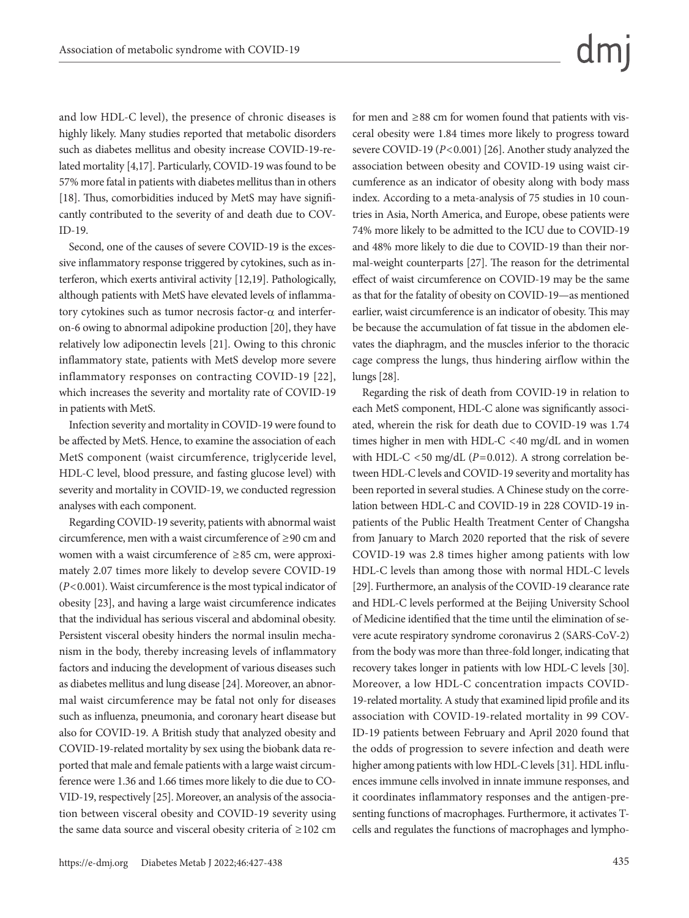and low HDL-C level), the presence of chronic diseases is highly likely. Many studies reported that metabolic disorders such as diabetes mellitus and obesity increase COVID-19-related mortality [4,17]. Particularly, COVID-19 was found to be 57% more fatal in patients with diabetes mellitus than in others [18]. Thus, comorbidities induced by MetS may have significantly contributed to the severity of and death due to COVID-19.

Second, one of the causes of severe COVID-19 is the excessive inflammatory response triggered by cytokines, such as interferon, which exerts antiviral activity [12,19]. Pathologically, although patients with MetS have elevated levels of inflammatory cytokines such as tumor necrosis factor-$\alpha$ and interferon-6 owing to abnormal adipokine production [20], they have relatively low adiponectin levels [21]. Owing to this chronic inflammatory state, patients with MetS develop more severe inflammatory responses on contracting COVID-19 [22], which increases the severity and mortality rate of COVID-19 in patients with MetS.

Infection severity and mortality in COVID-19 were found to be affected by MetS. Hence, to examine the association of each MetS component (waist circumference, triglyceride level, HDL-C level, blood pressure, and fasting glucose level) with severity and mortality in COVID-19, we conducted regression analyses with each component.

Regarding COVID-19 severity, patients with abnormal waist circumference, men with a waist circumference of ≥90 cm and women with a waist circumference of ≥85 cm, were approximately 2.07 times more likely to develop severe COVID-19 ($P<0.001$). Waist circumference is the most typical indicator of obesity [23], and having a large waist circumference indicates that the individual has serious visceral and abdominal obesity. Persistent visceral obesity hinders the normal insulin mechanism in the body, thereby increasing levels of inflammatory factors and inducing the development of various diseases such as diabetes mellitus and lung disease [24]. Moreover, an abnormal waist circumference may be fatal not only for diseases such as influenza, pneumonia, and coronary heart disease but also for COVID-19. A British study that analyzed obesity and COVID-19-related mortality by sex using the biobank data reported that male and female patients with a large waist circumference were 1.36 and 1.66 times more likely to die due to COVID-19, respectively [25]. Moreover, an analysis of the association between visceral obesity and COVID-19 severity using the same data source and visceral obesity criteria of ≥102 cm for men and ≥88 cm for women found that patients with visceral obesity were 1.84 times more likely to progress toward severe COVID-19 ($P<0.001$) [26]. Another study analyzed the association between obesity and COVID-19 using waist circumference as an indicator of obesity along with body mass index. According to a meta-analysis of 75 studies in 10 countries in Asia, North America, and Europe, obese patients were 74% more likely to be admitted to the ICU due to COVID-19 and 48% more likely to die due to COVID-19 than their normal-weight counterparts [27]. The reason for the detrimental effect of waist circumference on COVID-19 may be the same as that for the fatality of obesity on COVID-19—as mentioned earlier, waist circumference is an indicator of obesity. This may be because the accumulation of fat tissue in the abdomen elevates the diaphragm, and the muscles inferior to the thoracic cage compress the lungs, thus hindering airflow within the lungs [28].

Regarding the risk of death from COVID-19 in relation to each MetS component, HDL-C alone was significantly associated, wherein the risk for death due to COVID-19 was 1.74 times higher in men with HDL-C <40 mg/dL and in women with HDL-C <50 mg/dL ($P=0.012$). A strong correlation between HDL-C levels and COVID-19 severity and mortality has been reported in several studies. A Chinese study on the correlation between HDL-C and COVID-19 in 228 COVID-19 inpatients of the Public Health Treatment Center of Changsha from January to March 2020 reported that the risk of severe COVID-19 was 2.8 times higher among patients with low HDL-C levels than among those with normal HDL-C levels [29]. Furthermore, an analysis of the COVID-19 clearance rate and HDL-C levels performed at the Beijing University School of Medicine identified that the time until the elimination of severe acute respiratory syndrome coronavirus 2 (SARS-CoV-2) from the body was more than three-fold longer, indicating that recovery takes longer in patients with low HDL-C levels [30]. Moreover, a low HDL-C concentration impacts COVID-19-related mortality. A study that examined lipid profile and its association with COVID-19-related mortality in 99 COVID-19 patients between February and April 2020 found that the odds of progression to severe infection and death were higher among patients with low HDL-C levels [31]. HDL influences immune cells involved in innate immune responses, and it coordinates inflammatory responses and the antigen-presenting functions of macrophages. Furthermore, it activates T-cells and regulates the functions of macrophages and lympho-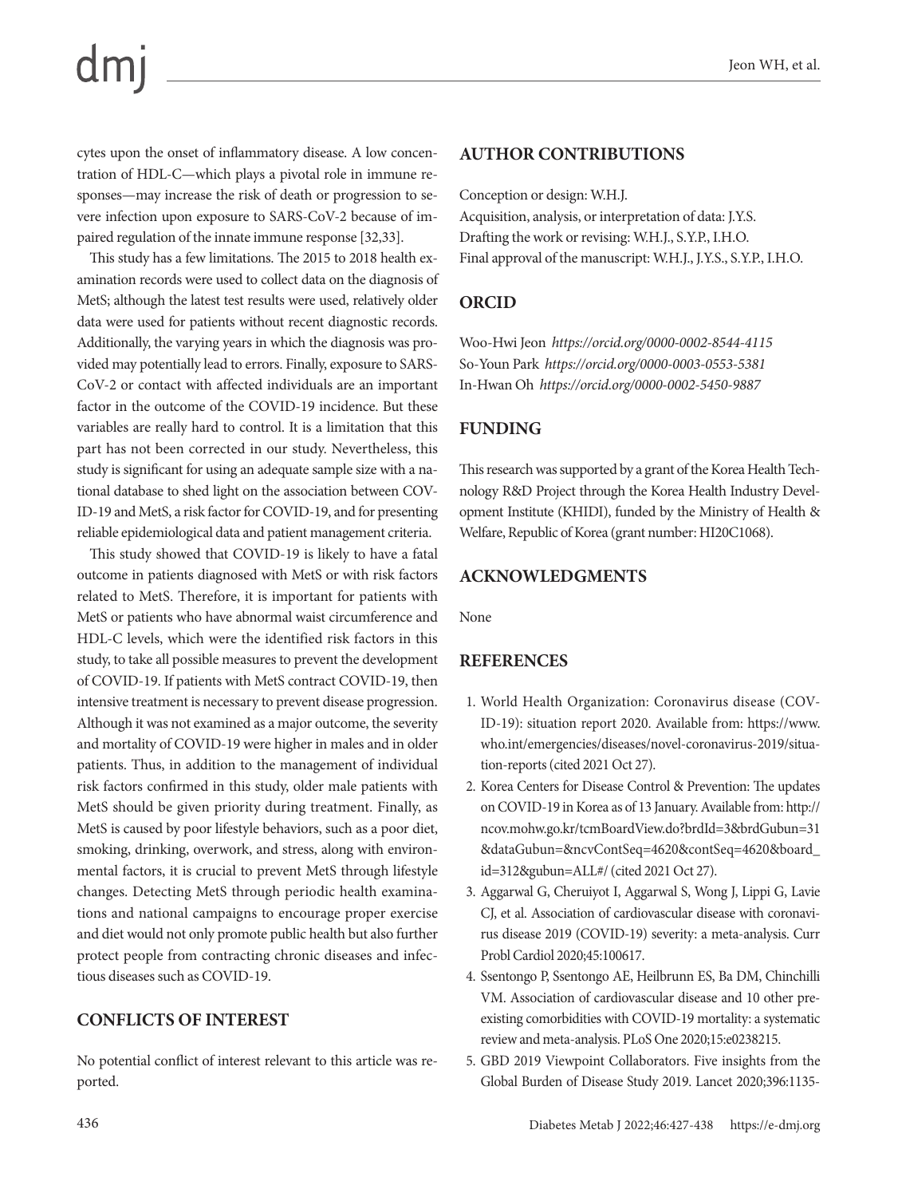cytes upon the onset of inflammatory disease. A low concentration of HDL-C—which plays a pivotal role in immune responses—may increase the risk of death or progression to severe infection upon exposure to SARS-CoV-2 because of impaired regulation of the innate immune response [32,33].

This study has a few limitations. The 2015 to 2018 health examination records were used to collect data on the diagnosis of MetS; although the latest test results were used, relatively older data were used for patients without recent diagnostic records. Additionally, the varying years in which the diagnosis was provided may potentially lead to errors. Finally, exposure to SARS-CoV-2 or contact with affected individuals are an important factor in the outcome of the COVID-19 incidence. But these variables are really hard to control. It is a limitation that this part has not been corrected in our study. Nevertheless, this study is significant for using an adequate sample size with a national database to shed light on the association between COVID-19 and MetS, a risk factor for COVID-19, and for presenting reliable epidemiological data and patient management criteria.

This study showed that COVID-19 is likely to have a fatal outcome in patients diagnosed with MetS or with risk factors related to MetS. Therefore, it is important for patients with MetS or patients who have abnormal waist circumference and HDL-C levels, which were the identified risk factors in this study, to take all possible measures to prevent the development of COVID-19. If patients with MetS contract COVID-19, then intensive treatment is necessary to prevent disease progression. Although it was not examined as a major outcome, the severity and mortality of COVID-19 were higher in males and in older patients. Thus, in addition to the management of individual risk factors confirmed in this study, older male patients with MetS should be given priority during treatment. Finally, as MetS is caused by poor lifestyle behaviors, such as a poor diet, smoking, drinking, overwork, and stress, along with environmental factors, it is crucial to prevent MetS through lifestyle changes. Detecting MetS through periodic health examinations and national campaigns to encourage proper exercise and diet would not only promote public health but also further protect people from contracting chronic diseases and infectious diseases such as COVID-19.

## CONFLICTS OF INTEREST

No potential conflict of interest relevant to this article was reported.

## AUTHOR CONTRIBUTIONS

Conception or design: W.H.J.
Acquisition, analysis, or interpretation of data: J.Y.S.
Drafting the work or revising: W.H.J., S.Y.P., I.H.O.
Final approval of the manuscript: W.H.J., J.Y.S., S.Y.P., I.H.O.

## ORCID

Woo-Hwi Jeon *https://orcid.org/0000-0002-8544-4115*
So-Youn Park *https://orcid.org/0000-0003-0553-5381*
In-Hwan Oh *https://orcid.org/0000-0002-5450-9887*

## FUNDING

This research was supported by a grant of the Korea Health Technology R&D Project through the Korea Health Industry Development Institute (KHIDI), funded by the Ministry of Health & Welfare, Republic of Korea (grant number: HI20C1068).

## ACKNOWLEDGMENTS

None

## REFERENCES

1. World Health Organization: Coronavirus disease (COVID-19): situation report 2020. Available from: https://www.who.int/emergencies/diseases/novel-coronavirus-2019/situation-reports (cited 2021 Oct 27).
2. Korea Centers for Disease Control & Prevention: The updates on COVID-19 in Korea as of 13 January. Available from: http://ncov.mohw.go.kr/tcmBoardView.do?brdId=3&brdGubun=31&dataGubun=&ncvContSeq=4620&contSeq=4620&board_id=312&gubun=ALL#/ (cited 2021 Oct 27).
3. Aggarwal G, Cheruiyot I, Aggarwal S, Wong J, Lippi G, Lavie CJ, et al. Association of cardiovascular disease with coronavirus disease 2019 (COVID-19) severity: a meta-analysis. Curr Probl Cardiol 2020;45:100617.
4. Ssentongo P, Ssentongo AE, Heilbrunn ES, Ba DM, Chinchilli VM. Association of cardiovascular disease and 10 other pre-existing comorbidities with COVID-19 mortality: a systematic review and meta-analysis. PLoS One 2020;15:e0238215.
5. GBD 2019 Viewpoint Collaborators. Five insights from the Global Burden of Disease Study 2019. Lancet 2020;396:1135-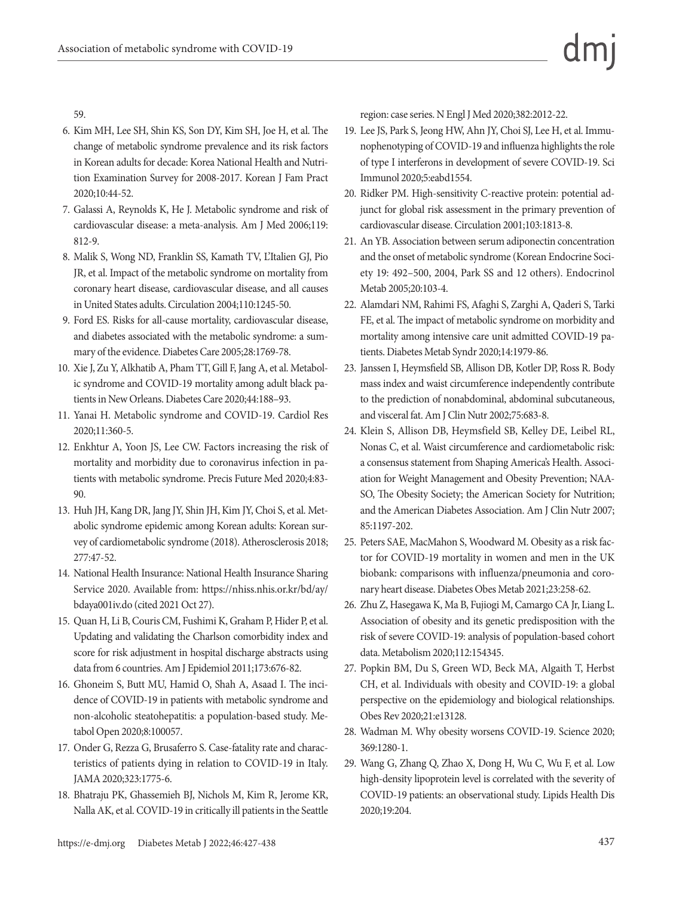59.

6. Kim MH, Lee SH, Shin KS, Son DY, Kim SH, Joe H, et al. The change of metabolic syndrome prevalence and its risk factors in Korean adults for decade: Korea National Health and Nutrition Examination Survey for 2008-2017. Korean J Fam Pract 2020;10:44-52.
7. Galassi A, Reynolds K, He J. Metabolic syndrome and risk of cardiovascular disease: a meta-analysis. Am J Med 2006;119: 812-9.
8. Malik S, Wong ND, Franklin SS, Kamath TV, L'Italien GJ, Pio JR, et al. Impact of the metabolic syndrome on mortality from coronary heart disease, cardiovascular disease, and all causes in United States adults. Circulation 2004;110:1245-50.
9. Ford ES. Risks for all-cause mortality, cardiovascular disease, and diabetes associated with the metabolic syndrome: a summary of the evidence. Diabetes Care 2005;28:1769-78.
10. Xie J, Zu Y, Alkhatib A, Pham TT, Gill F, Jang A, et al. Metabolic syndrome and COVID-19 mortality among adult black patients in New Orleans. Diabetes Care 2020;44:188–93.
11. Yanai H. Metabolic syndrome and COVID-19. Cardiol Res 2020;11:360-5.
12. Enkhtur A, Yoon JS, Lee CW. Factors increasing the risk of mortality and morbidity due to coronavirus infection in patients with metabolic syndrome. Precis Future Med 2020;4:83-90.
13. Huh JH, Kang DR, Jang JY, Shin JH, Kim JY, Choi S, et al. Metabolic syndrome epidemic among Korean adults: Korean survey of cardiometabolic syndrome (2018). Atherosclerosis 2018; 277:47-52.
14. National Health Insurance: National Health Insurance Sharing Service 2020. Available from: https://nhiss.nhis.or.kr/bd/ay/bdaya001iv.do (cited 2021 Oct 27).
15. Quan H, Li B, Couris CM, Fushimi K, Graham P, Hider P, et al. Updating and validating the Charlson comorbidity index and score for risk adjustment in hospital discharge abstracts using data from 6 countries. Am J Epidemiol 2011;173:676-82.
16. Ghoneim S, Butt MU, Hamid O, Shah A, Asaad I. The incidence of COVID-19 in patients with metabolic syndrome and non-alcoholic steatohepatitis: a population-based study. Metabol Open 2020;8:100057.
17. Onder G, Rezza G, Brusaferro S. Case-fatality rate and characteristics of patients dying in relation to COVID-19 in Italy. JAMA 2020;323:1775-6.
18. Bhatraju PK, Ghassemieh BJ, Nichols M, Kim R, Jerome KR, Nalla AK, et al. COVID-19 in critically ill patients in the Seattle region: case series. N Engl J Med 2020;382:2012-22.
19. Lee JS, Park S, Jeong HW, Ahn JY, Choi SJ, Lee H, et al. Immunophenotyping of COVID-19 and influenza highlights the role of type I interferons in development of severe COVID-19. Sci Immunol 2020;5:eabd1554.
20. Ridker PM. High-sensitivity C-reactive protein: potential adjunct for global risk assessment in the primary prevention of cardiovascular disease. Circulation 2001;103:1813-8.
21. An YB. Association between serum adiponectin concentration and the onset of metabolic syndrome (Korean Endocrine Society 19: 492–500, 2004, Park SS and 12 others). Endocrinol Metab 2005;20:103-4.
22. Alamdari NM, Rahimi FS, Afaghi S, Zarghi A, Qaderi S, Tarki FE, et al. The impact of metabolic syndrome on morbidity and mortality among intensive care unit admitted COVID-19 patients. Diabetes Metab Syndr 2020;14:1979-86.
23. Janssen I, Heymsfield SB, Allison DB, Kotler DP, Ross R. Body mass index and waist circumference independently contribute to the prediction of nonabdominal, abdominal subcutaneous, and visceral fat. Am J Clin Nutr 2002;75:683-8.
24. Klein S, Allison DB, Heymsfield SB, Kelley DE, Leibel RL, Nonas C, et al. Waist circumference and cardiometabolic risk: a consensus statement from Shaping America's Health. Association for Weight Management and Obesity Prevention; NAASO, The Obesity Society; the American Society for Nutrition; and the American Diabetes Association. Am J Clin Nutr 2007; 85:1197-202.
25. Peters SAE, MacMahon S, Woodward M. Obesity as a risk factor for COVID-19 mortality in women and men in the UK biobank: comparisons with influenza/pneumonia and coronary heart disease. Diabetes Obes Metab 2021;23:258-62.
26. Zhu Z, Hasegawa K, Ma B, Fujiogi M, Camargo CA Jr, Liang L. Association of obesity and its genetic predisposition with the risk of severe COVID-19: analysis of population-based cohort data. Metabolism 2020;112:154345.
27. Popkin BM, Du S, Green WD, Beck MA, Algaith T, Herbst CH, et al. Individuals with obesity and COVID-19: a global perspective on the epidemiology and biological relationships. Obes Rev 2020;21:e13128.
28. Wadman M. Why obesity worsens COVID-19. Science 2020; 369:1280-1.
29. Wang G, Zhang Q, Zhao X, Dong H, Wu C, Wu F, et al. Low high-density lipoprotein level is correlated with the severity of COVID-19 patients: an observational study. Lipids Health Dis 2020;19:204.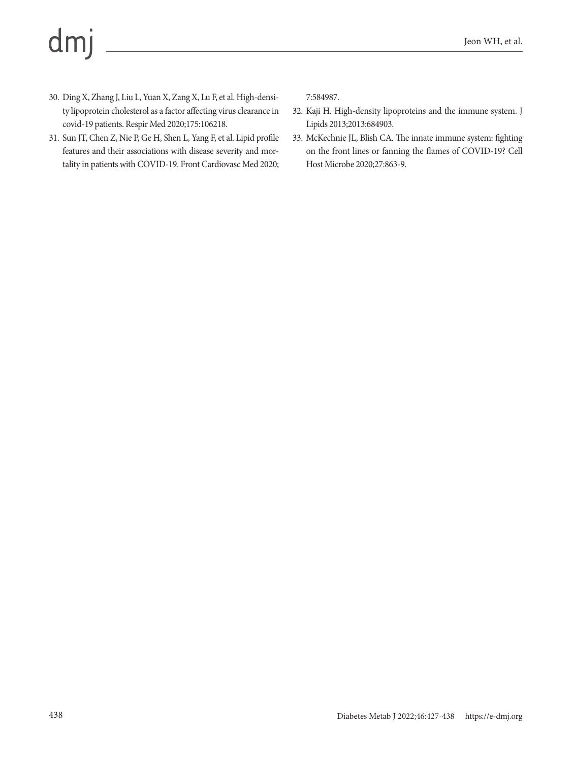30. Ding X, Zhang J, Liu L, Yuan X, Zang X, Lu F, et al. High-density lipoprotein cholesterol as a factor affecting virus clearance in covid-19 patients. Respir Med 2020;175:106218.
31. Sun JT, Chen Z, Nie P, Ge H, Shen L, Yang F, et al. Lipid profile features and their associations with disease severity and mortality in patients with COVID-19. Front Cardiovasc Med 2020;7:584987.
32. Kaji H. High-density lipoproteins and the immune system. J Lipids 2013;2013:684903.
33. McKechnie JL, Blish CA. The innate immune system: fighting on the front lines or fanning the flames of COVID-19? Cell Host Microbe 2020;27:863-9.